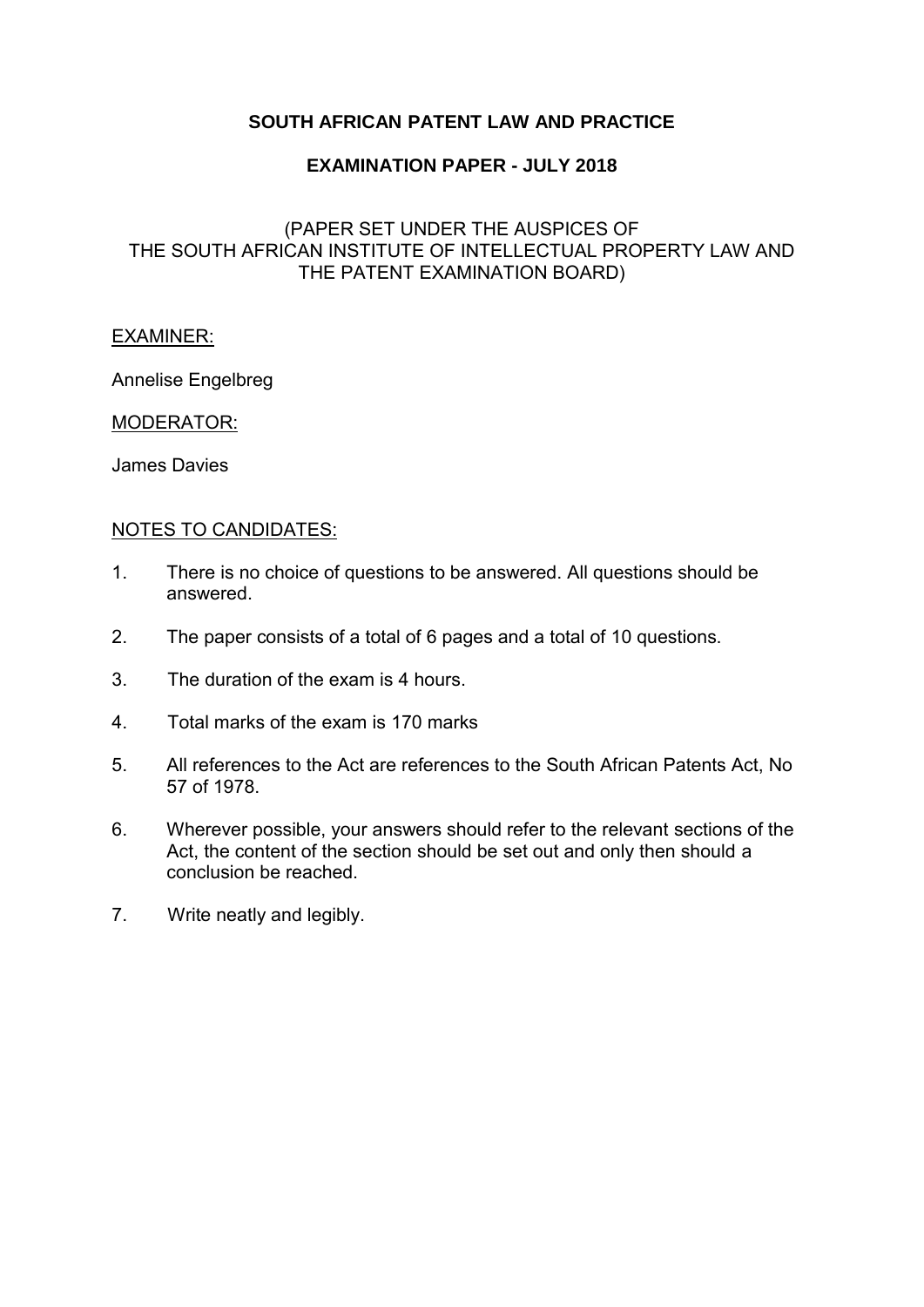# SOUTH AFRICAN PATENT LAW AND PRACTICE

## EXAMINATION PAPER - JULY 2018

(PAPER SET UNDER THE AUSPICES OF
THE SOUTH AFRICAN INSTITUTE OF INTELLECTUAL PROPERTY LAW AND
THE PATENT EXAMINATION BOARD)

<u>EXAMINER:</u>

Annelise Engelbreg

<u>MODERATOR:</u>

James Davies

<u>NOTES TO CANDIDATES:</u>

1. There is no choice of questions to be answered. All questions should be answered.
2. The paper consists of a total of 6 pages and a total of 10 questions.
3. The duration of the exam is 4 hours.
4. Total marks of the exam is 170 marks
5. All references to the Act are references to the South African Patents Act, No 57 of 1978.
6. Wherever possible, your answers should refer to the relevant sections of the Act, the content of the section should be set out and only then should a conclusion be reached.
7. Write neatly and legibly.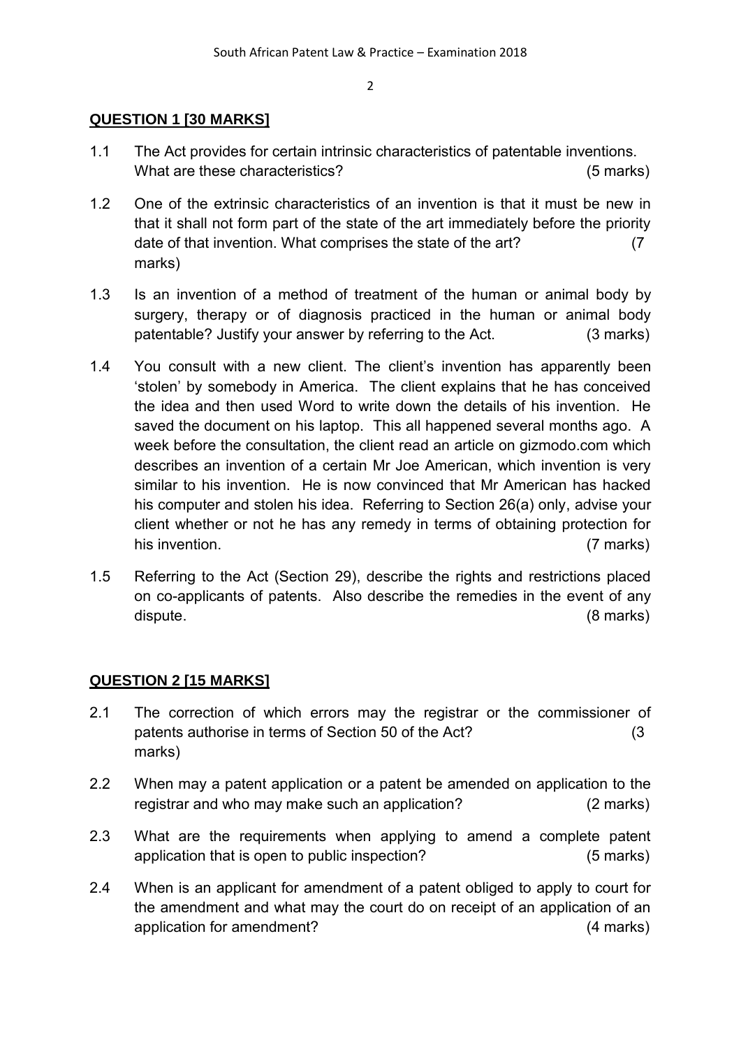## QUESTION 1 [30 MARKS]

1.1 The Act provides for certain intrinsic characteristics of patentable inventions. What are these characteristics? (5 marks)

1.2 One of the extrinsic characteristics of an invention is that it must be new in that it shall not form part of the state of the art immediately before the priority date of that invention. What comprises the state of the art? (7 marks)

1.3 Is an invention of a method of treatment of the human or animal body by surgery, therapy or of diagnosis practiced in the human or animal body patentable? Justify your answer by referring to the Act. (3 marks)

1.4 You consult with a new client. The client's invention has apparently been 'stolen' by somebody in America. The client explains that he has conceived the idea and then used Word to write down the details of his invention. He saved the document on his laptop. This all happened several months ago. A week before the consultation, the client read an article on gizmodo.com which describes an invention of a certain Mr Joe American, which invention is very similar to his invention. He is now convinced that Mr American has hacked his computer and stolen his idea. Referring to Section 26(a) only, advise your client whether or not he has any remedy in terms of obtaining protection for his invention. (7 marks)

1.5 Referring to the Act (Section 29), describe the rights and restrictions placed on co-applicants of patents. Also describe the remedies in the event of any dispute. (8 marks)

## QUESTION 2 [15 MARKS]

2.1 The correction of which errors may the registrar or the commissioner of patents authorise in terms of Section 50 of the Act? (3 marks)

2.2 When may a patent application or a patent be amended on application to the registrar and who may make such an application? (2 marks)

2.3 What are the requirements when applying to amend a complete patent application that is open to public inspection? (5 marks)

2.4 When is an applicant for amendment of a patent obliged to apply to court for the amendment and what may the court do on receipt of an application of an application for amendment? (4 marks)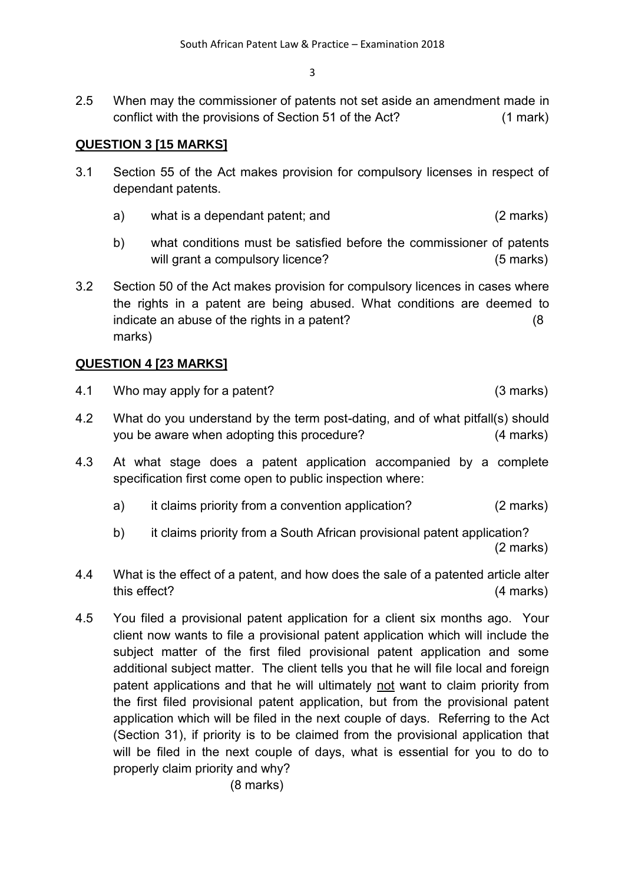2.5 When may the commissioner of patents not set aside an amendment made in conflict with the provisions of Section 51 of the Act? (1 mark)

## QUESTION 3 [15 MARKS]

3.1 Section 55 of the Act makes provision for compulsory licenses in respect of dependant patents.

a) what is a dependant patent; and (2 marks)

b) what conditions must be satisfied before the commissioner of patents will grant a compulsory licence? (5 marks)

3.2 Section 50 of the Act makes provision for compulsory licences in cases where the rights in a patent are being abused. What conditions are deemed to indicate an abuse of the rights in a patent? (8 marks)

## QUESTION 4 [23 MARKS]

4.1 Who may apply for a patent? (3 marks)

4.2 What do you understand by the term post-dating, and of what pitfall(s) should you be aware when adopting this procedure? (4 marks)

4.3 At what stage does a patent application accompanied by a complete specification first come open to public inspection where:

a) it claims priority from a convention application? (2 marks)

b) it claims priority from a South African provisional patent application? (2 marks)

4.4 What is the effect of a patent, and how does the sale of a patented article alter this effect? (4 marks)

4.5 You filed a provisional patent application for a client six months ago. Your client now wants to file a provisional patent application which will include the subject matter of the first filed provisional patent application and some additional subject matter. The client tells you that he will file local and foreign patent applications and that he will ultimately <u>not</u> want to claim priority from the first filed provisional patent application, but from the provisional patent application which will be filed in the next couple of days. Referring to the Act (Section 31), if priority is to be claimed from the provisional application that will be filed in the next couple of days, what is essential for you to do to properly claim priority and why? (8 marks)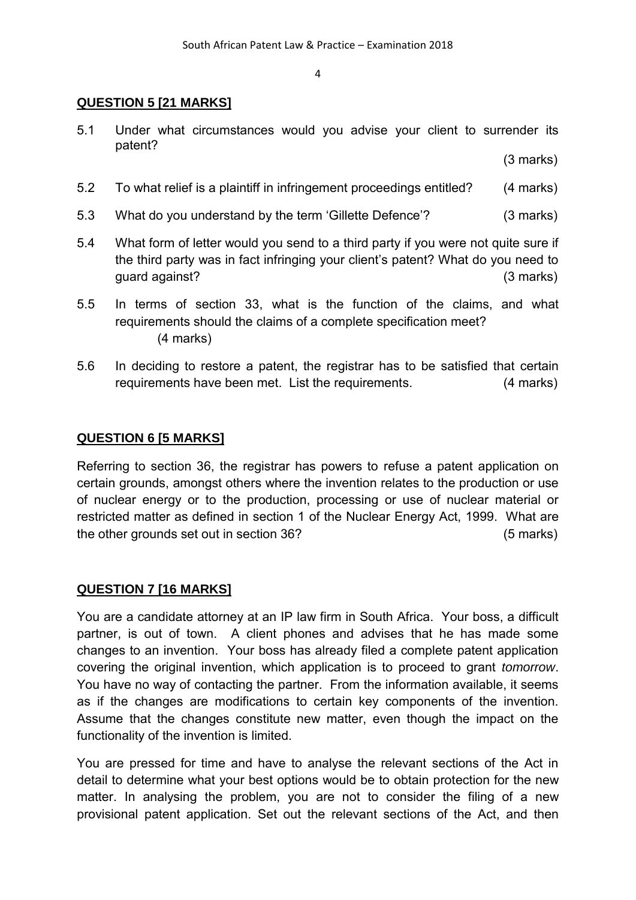## QUESTION 5 [21 MARKS]

5.1 Under what circumstances would you advise your client to surrender its patent? (3 marks)

5.2 To what relief is a plaintiff in infringement proceedings entitled? (4 marks)

5.3 What do you understand by the term 'Gillette Defence'? (3 marks)

5.4 What form of letter would you send to a third party if you were not quite sure if the third party was in fact infringing your client's patent? What do you need to guard against? (3 marks)

5.5 In terms of section 33, what is the function of the claims, and what requirements should the claims of a complete specification meet? (4 marks)

5.6 In deciding to restore a patent, the registrar has to be satisfied that certain requirements have been met. List the requirements. (4 marks)

## QUESTION 6 [5 MARKS]

Referring to section 36, the registrar has powers to refuse a patent application on certain grounds, amongst others where the invention relates to the production or use of nuclear energy or to the production, processing or use of nuclear material or restricted matter as defined in section 1 of the Nuclear Energy Act, 1999. What are the other grounds set out in section 36? (5 marks)

## QUESTION 7 [16 MARKS]

You are a candidate attorney at an IP law firm in South Africa. Your boss, a difficult partner, is out of town. A client phones and advises that he has made some changes to an invention. Your boss has already filed a complete patent application covering the original invention, which application is to proceed to grant *tomorrow*. You have no way of contacting the partner. From the information available, it seems as if the changes are modifications to certain key components of the invention. Assume that the changes constitute new matter, even though the impact on the functionality of the invention is limited.

You are pressed for time and have to analyse the relevant sections of the Act in detail to determine what your best options would be to obtain protection for the new matter. In analysing the problem, you are not to consider the filing of a new provisional patent application. Set out the relevant sections of the Act, and then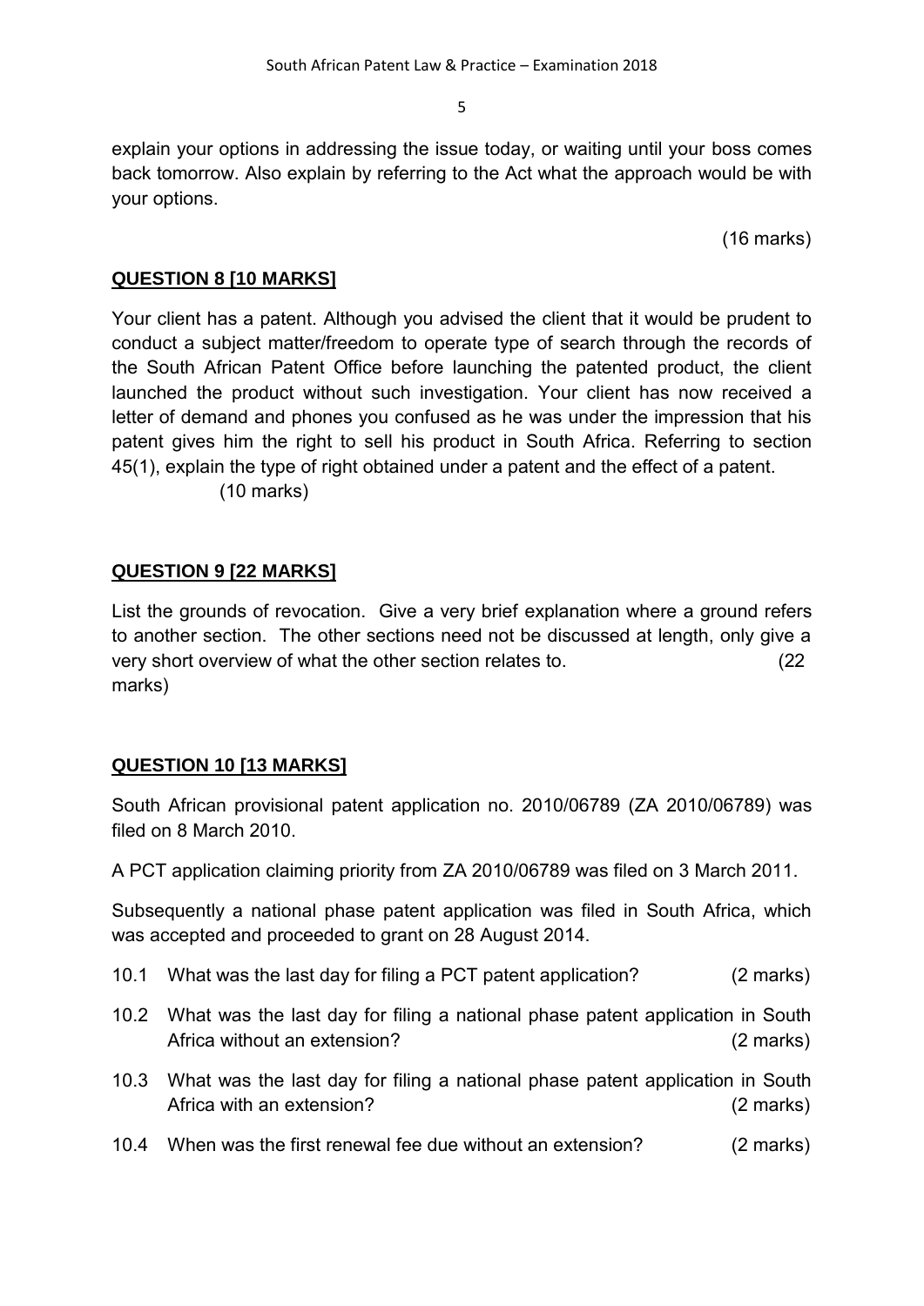explain your options in addressing the issue today, or waiting until your boss comes back tomorrow. Also explain by referring to the Act what the approach would be with your options.

(16 marks)

## QUESTION 8 [10 MARKS]

Your client has a patent. Although you advised the client that it would be prudent to conduct a subject matter/freedom to operate type of search through the records of the South African Patent Office before launching the patented product, the client launched the product without such investigation. Your client has now received a letter of demand and phones you confused as he was under the impression that his patent gives him the right to sell his product in South Africa. Referring to section 45(1), explain the type of right obtained under a patent and the effect of a patent.

(10 marks)

## QUESTION 9 [22 MARKS]

List the grounds of revocation. Give a very brief explanation where a ground refers to another section. The other sections need not be discussed at length, only give a very short overview of what the other section relates to. (22 marks)

## QUESTION 10 [13 MARKS]

South African provisional patent application no. 2010/06789 (ZA 2010/06789) was filed on 8 March 2010.

A PCT application claiming priority from ZA 2010/06789 was filed on 3 March 2011.

Subsequently a national phase patent application was filed in South Africa, which was accepted and proceeded to grant on 28 August 2014.

10.1 What was the last day for filing a PCT patent application? (2 marks)

10.2 What was the last day for filing a national phase patent application in South Africa without an extension? (2 marks)

10.3 What was the last day for filing a national phase patent application in South Africa with an extension? (2 marks)

10.4 When was the first renewal fee due without an extension? (2 marks)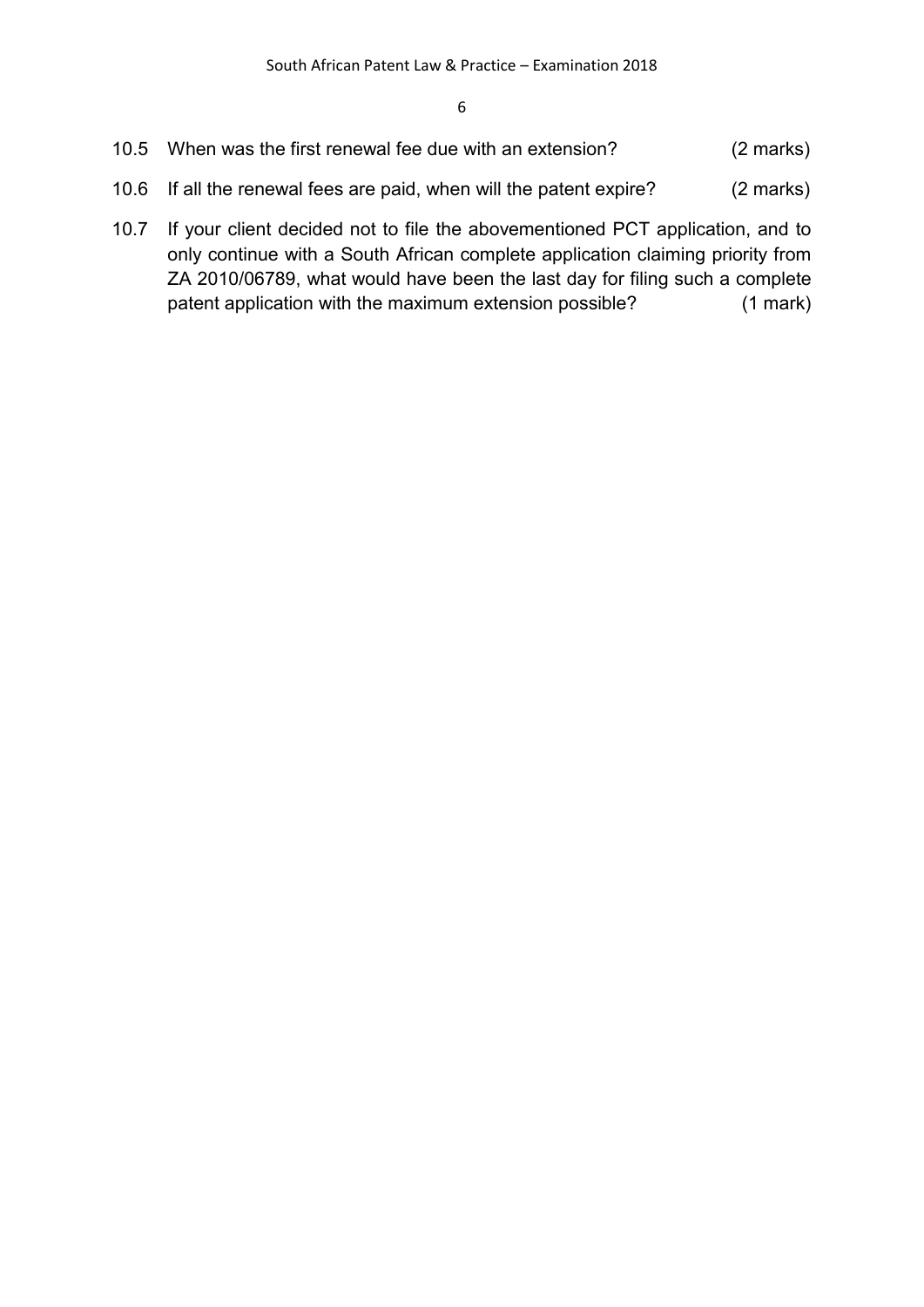10.5 When was the first renewal fee due with an extension? (2 marks)

10.6 If all the renewal fees are paid, when will the patent expire? (2 marks)

10.7 If your client decided not to file the abovementioned PCT application, and to only continue with a South African complete application claiming priority from ZA 2010/06789, what would have been the last day for filing such a complete patent application with the maximum extension possible? (1 mark)